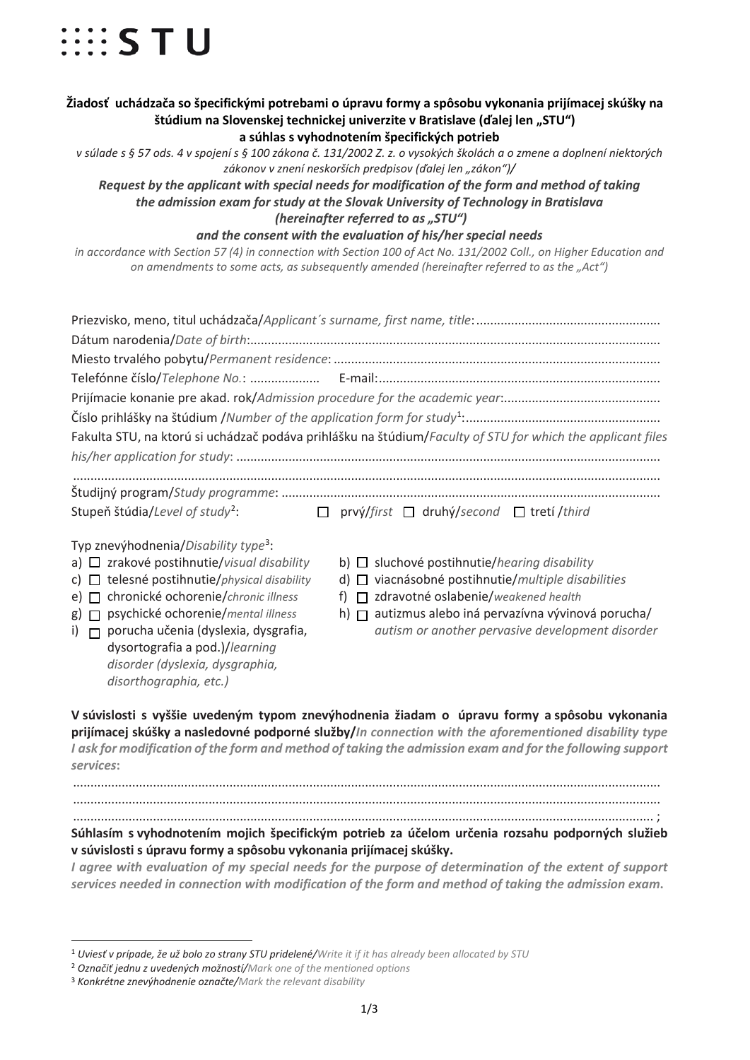**Žiadosť uchádzača so špecifickými potrebami o úpravu formy a spôsobu vykonania prijímacej skúšky na štúdium na Slovenskej technickej univerzite v Bratislave (ďalej len „STU“) a súhlas s vyhodnotením špecifických potrieb**

*v súlade s § 57 ods. 4 v spojení s § 100 zákona č. 131/2002 Z. z. o vysokých školách a o zmene a doplnení niektorých zákonov v znení neskorších predpisov (ďalej len „zákon“)/*

***Request by the applicant with special needs for modification of the form and method of taking the admission exam for study at the Slovak University of Technology in Bratislava (hereinafter referred to as „STU“) and the consent with the evaluation of his/her special needs***

*in accordance with Section 57 (4) in connection with Section 100 of Act No. 131/2002 Coll., on Higher Education and on amendments to some acts, as subsequently amended (hereinafter referred to as the „Act“)*

Priezvisko, meno, titul uchádzača/*Applicant´s surname, first name, title*: ....................................................

Dátum narodenia/*Date of birth*: ....................................................................................................................

Miesto trvalého pobytu/*Permanent residence*: .............................................................................................

Telefónne číslo/*Telephone No.*: .................... E-mail: ................................................................................

Prijímacie konanie pre akad. rok/*Admission procedure for the academic year*: ............................................

Číslo prihlášky na štúdium /*Number of the application form for study*[1]: .......................................................

Fakulta STU, na ktorú si uchádzač podáva prihlášku na štúdium/*Faculty of STU for which the applicant files his/her application for study*: ........................................................................................................................

.........................................................................................................................................................................

Študijný program/*Study programme*: ...........................................................................................................

Stupeň štúdia/*Level of study*[2]: ☐ prvý/*first* ☐ druhý/*second* ☐ tretí /*third*

Typ znevýhodnenia/*Disability type*[3]:

- a) ☐ zrakové postihnutie/*visual disability*
- b) ☐ sluchové postihnutie/*hearing disability*
- c) ☐ telesné postihnutie/*physical disability*
- d) ☐ viacnásobné postihnutie/*multiple disabilities*
- e) ☐ chronické ochorenie/*chronic illness*
- f) ☐ zdravotné oslabenie/*weakened health*
- g) ☐ psychické ochorenie/*mental illness*
- h) ☐ autizmus alebo iná pervazívna vývinová porucha/ *autism or another pervasive development disorder*
- i) ☐ porucha učenia (dyslexia, dysgrafia, dysortografia a pod.)/*learning disorder (dyslexia, dysgraphia, disorthographia, etc.)*

**V súvislosti s vyššie uvedeným typom znevýhodnenia žiadam o úpravu formy a spôsobu vykonania prijímacej skúšky a nasledovné podporné služby/*In connection with the aforementioned disability type I ask for modification of the form and method of taking the admission exam and for the following support services*:**

.........................................................................................................................................................................

.........................................................................................................................................................................

......................................................................................................................................................................... ;

**Súhlasím s vyhodnotením mojich špecifickým potrieb za účelom určenia rozsahu podporných služieb v súvislosti s úpravu formy a spôsobu vykonania prijímacej skúšky.**

***I agree with evaluation of my special needs for the purpose of determination of the extent of support services needed in connection with modification of the form and method of taking the admission exam.***

---

[1] *Uviesť v prípade, že už bolo zo strany STU pridelené/Write it if it has already been allocated by STU*

[2] *Označiť jednu z uvedených možností/Mark one of the mentioned options*

[3] *Konkrétne znevýhodnenie označte/Mark the relevant disability*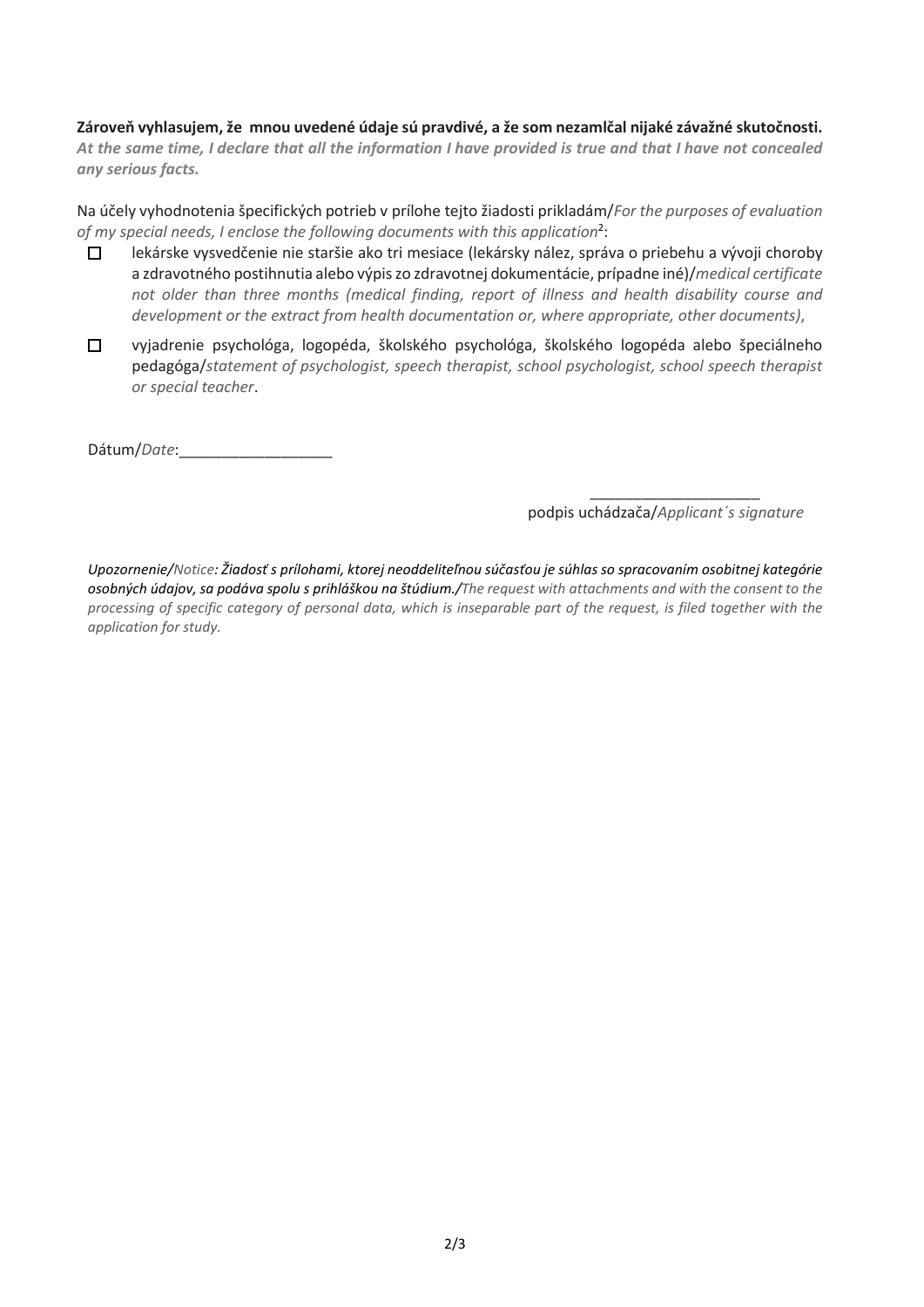**Zároveň vyhlasujem, že mnou uvedené údaje sú pravdivé, a že som nezamlčal nijaké závažné skutočnosti.**
***At the same time, I declare that all the information I have provided is true and that I have not concealed any serious facts.***

Na účely vyhodnotenia špecifických potrieb v prílohe tejto žiadosti prikladám/*For the purposes of evaluation of my special needs, I enclose the following documents with this application*[2]:

- ☐ lekárske vysvedčenie nie staršie ako tri mesiace (lekársky nález, správa o priebehu a vývoji choroby a zdravotného postihnutia alebo výpis zo zdravotnej dokumentácie, prípadne iné)/*medical certificate not older than three months (medical finding, report of illness and health disability course and development or the extract from health documentation or, where appropriate, other documents)*,
- ☐ vyjadrenie psychológa, logopéda, školského psychológa, školského logopéda alebo špeciálneho pedagóga/*statement of psychologist, speech therapist, school psychologist, school speech therapist or special teacher*.

Dátum/*Date*:__________________

____________________
podpis uchádzača/*Applicant´s signature*

*Upozornenie/Notice: Žiadosť s prílohami, ktorej neoddeliteľnou súčasťou je súhlas so spracovaním osobitnej kategórie osobných údajov, sa podáva spolu s prihláškou na štúdium./The request with attachments and with the consent to the processing of specific category of personal data, which is inseparable part of the request, is filed together with the application for study.*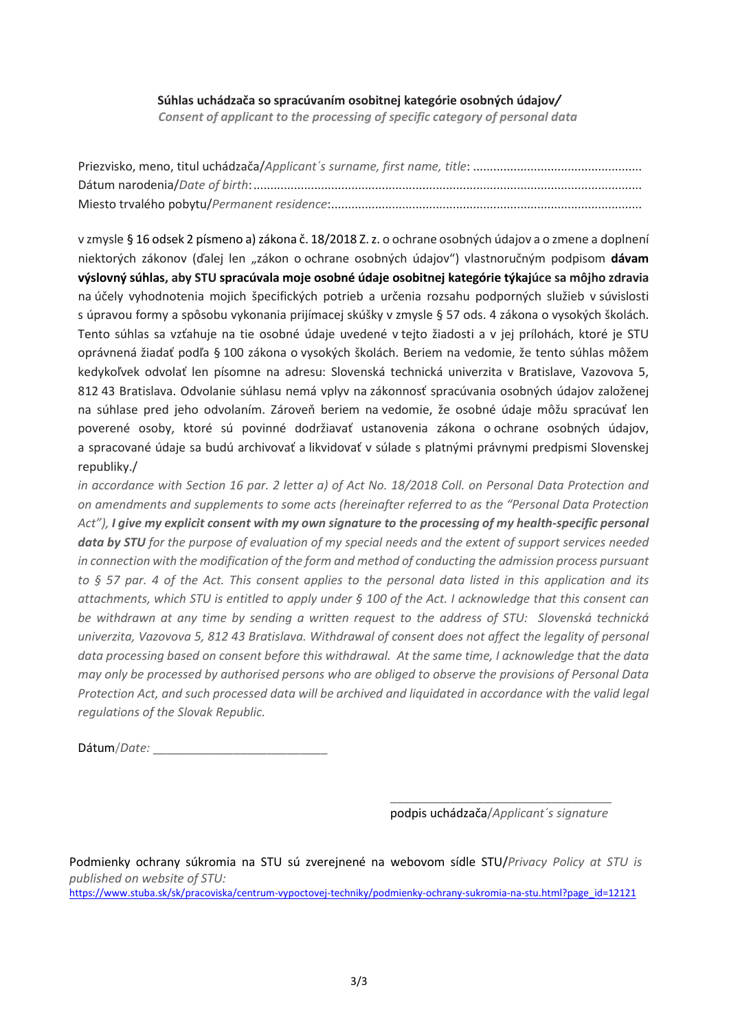**Súhlas uchádzača so spracúvaním osobitnej kategórie osobných údajov/**
***Consent of applicant to the processing of specific category of personal data***

Priezvisko, meno, titul uchádzača/*Applicant´s surname, first name, title*: .................................................
Dátum narodenia/*Date of birth*: ..................................................................................................................
Miesto trvalého pobytu/*Permanent residence*: ...........................................................................................

v zmysle § 16 odsek 2 písmeno a) zákona č. 18/2018 Z. z. o ochrane osobných údajov a o zmene a doplnení niektorých zákonov (ďalej len „zákon o ochrane osobných údajov") vlastnoručným podpisom **dávam výslovný súhlas, aby STU spracúvala moje osobné údaje osobitnej kategórie týkajúce sa môjho zdravia** na účely vyhodnotenia mojich špecifických potrieb a určenia rozsahu podporných služieb v súvislosti s úpravou formy a spôsobu vykonania prijímacej skúšky v zmysle § 57 ods. 4 zákona o vysokých školách. Tento súhlas sa vzťahuje na tie osobné údaje uvedené v tejto žiadosti a v jej prílohách, ktoré je STU oprávnená žiadať podľa § 100 zákona o vysokých školách. Beriem na vedomie, že tento súhlas môžem kedykoľvek odvolať len písomne na adresu: Slovenská technická univerzita v Bratislave, Vazovova 5, 812 43 Bratislava. Odvolanie súhlasu nemá vplyv na zákonnosť spracúvania osobných údajov založenej na súhlase pred jeho odvolaním. Zároveň beriem na vedomie, že osobné údaje môžu spracúvať len poverené osoby, ktoré sú povinné dodržiavať ustanovenia zákona o ochrane osobných údajov, a spracované údaje sa budú archivovať a likvidovať v súlade s platnými právnymi predpismi Slovenskej republiky./

*in accordance with Section 16 par. 2 letter a) of Act No. 18/2018 Coll. on Personal Data Protection and on amendments and supplements to some acts (hereinafter referred to as the "Personal Data Protection Act"),* ***I give my explicit consent with my own signature to the processing of my health-specific personal data by STU*** *for the purpose of evaluation of my special needs and the extent of support services needed in connection with the modification of the form and method of conducting the admission process pursuant to § 57 par. 4 of the Act. This consent applies to the personal data listed in this application and its attachments, which STU is entitled to apply under § 100 of the Act. I acknowledge that this consent can be withdrawn at any time by sending a written request to the address of STU: Slovenská technická univerzita, Vazovova 5, 812 43 Bratislava. Withdrawal of consent does not affect the legality of personal data processing based on consent before this withdrawal. At the same time, I acknowledge that the data may only be processed by authorised persons who are obliged to observe the provisions of Personal Data Protection Act, and such processed data will be archived and liquidated in accordance with the valid legal regulations of the Slovak Republic.*

Dátum/*Date:* ___________________________

___________________________________
podpis uchádzača/*Applicant´s signature*

Podmienky ochrany súkromia na STU sú zverejnené na webovom sídle STU/*Privacy Policy at STU is published on website of STU:*
https://www.stuba.sk/sk/pracoviska/centrum-vypoctovej-techniky/podmienky-ochrany-sukromia-na-stu.html?page_id=12121